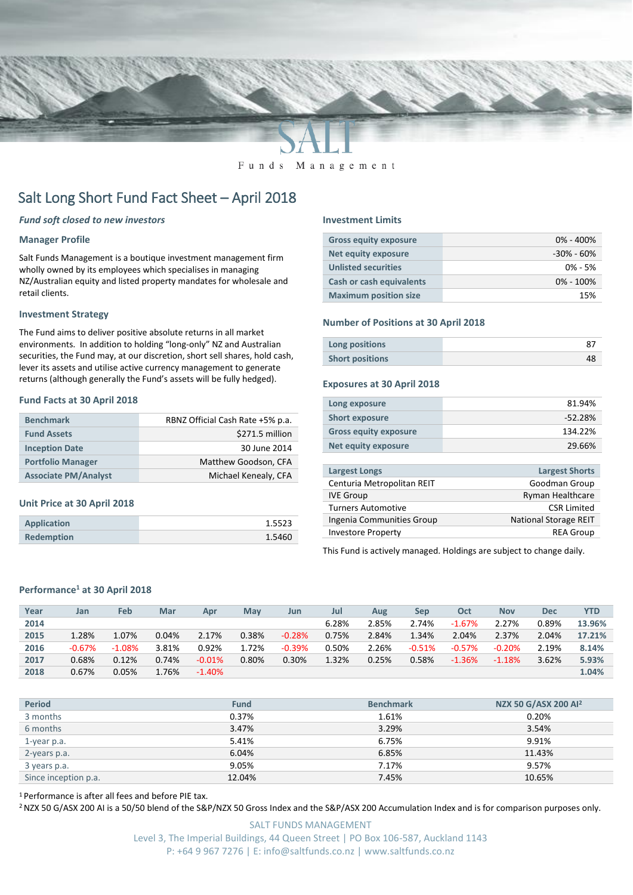SALT

Funds Management

# Salt Long Short Fund Fact Sheet – April 2018

***Fund soft closed to new investors***

### Manager Profile

Salt Funds Management is a boutique investment management firm wholly owned by its employees which specialises in managing NZ/Australian equity and listed property mandates for wholesale and retail clients.

### Investment Strategy

The Fund aims to deliver positive absolute returns in all market environments. In addition to holding "long-only" NZ and Australian securities, the Fund may, at our discretion, short sell shares, hold cash, lever its assets and utilise active currency management to generate returns (although generally the Fund's assets will be fully hedged).

### Fund Facts at 30 April 2018

| | |
|---|---|
| Benchmark | RBNZ Official Cash Rate +5% p.a. |
| Fund Assets | $271.5 million |
| Inception Date | 30 June 2014 |
| Portfolio Manager | Matthew Goodson, CFA |
| Associate PM/Analyst | Michael Kenealy, CFA |

### Unit Price at 30 April 2018

| | |
|---|---|
| Application | 1.5523 |
| Redemption | 1.5460 |

### Investment Limits

| | |
|---|---|
| Gross equity exposure | 0% - 400% |
| Net equity exposure | -30% - 60% |
| Unlisted securities | 0% - 5% |
| Cash or cash equivalents | 0% - 100% |
| Maximum position size | 15% |

### Number of Positions at 30 April 2018

| | |
|---|---|
| Long positions | 87 |
| Short positions | 48 |

### Exposures at 30 April 2018

| | |
|---|---|
| Long exposure | 81.94% |
| Short exposure | -52.28% |
| Gross equity exposure | 134.22% |
| Net equity exposure | 29.66% |

| Largest Longs | Largest Shorts |
|---|---|
| Centuria Metropolitan REIT | Goodman Group |
| IVE Group | Ryman Healthcare |
| Turners Automotive | CSR Limited |
| Ingenia Communities Group | National Storage REIT |
| Investore Property | REA Group |

This Fund is actively managed. Holdings are subject to change daily.

### Performance[1] at 30 April 2018

| Year | Jan | Feb | Mar | Apr | May | Jun | Jul | Aug | Sep | Oct | Nov | Dec | YTD |
|---|---|---|---|---|---|---|---|---|---|---|---|---|---|
| 2014 | | | | | | | 6.28% | 2.85% | 2.74% | -1.67% | 2.27% | 0.89% | 13.96% |
| 2015 | 1.28% | 1.07% | 0.04% | 2.17% | 0.38% | -0.28% | 0.75% | 2.84% | 1.34% | 2.04% | 2.37% | 2.04% | 17.21% |
| 2016 | -0.67% | -1.08% | 3.81% | 0.92% | 1.72% | -0.39% | 0.50% | 2.26% | -0.51% | -0.57% | -0.20% | 2.19% | 8.14% |
| 2017 | 0.68% | 0.12% | 0.74% | -0.01% | 0.80% | 0.30% | 1.32% | 0.25% | 0.58% | -1.36% | -1.18% | 3.62% | 5.93% |
| 2018 | 0.67% | 0.05% | 1.76% | -1.40% | | | | | | | | | 1.04% |

| Period | Fund | Benchmark | NZX 50 G/ASX 200 AI[2] |
|---|---|---|---|
| 3 months | 0.37% | 1.61% | 0.20% |
| 6 months | 3.47% | 3.29% | 3.54% |
| 1-year p.a. | 5.41% | 6.75% | 9.91% |
| 2-years p.a. | 6.04% | 6.85% | 11.43% |
| 3 years p.a. | 9.05% | 7.17% | 9.57% |
| Since inception p.a. | 12.04% | 7.45% | 10.65% |

[1] Performance is after all fees and before PIE tax.

[2] NZX 50 G/ASX 200 AI is a 50/50 blend of the S&P/NZX 50 Gross Index and the S&P/ASX 200 Accumulation Index and is for comparison purposes only.

SALT FUNDS MANAGEMENT
Level 3, The Imperial Buildings, 44 Queen Street | PO Box 106-587, Auckland 1143
P: +64 9 967 7276 | E: info@saltfunds.co.nz | www.saltfunds.co.nz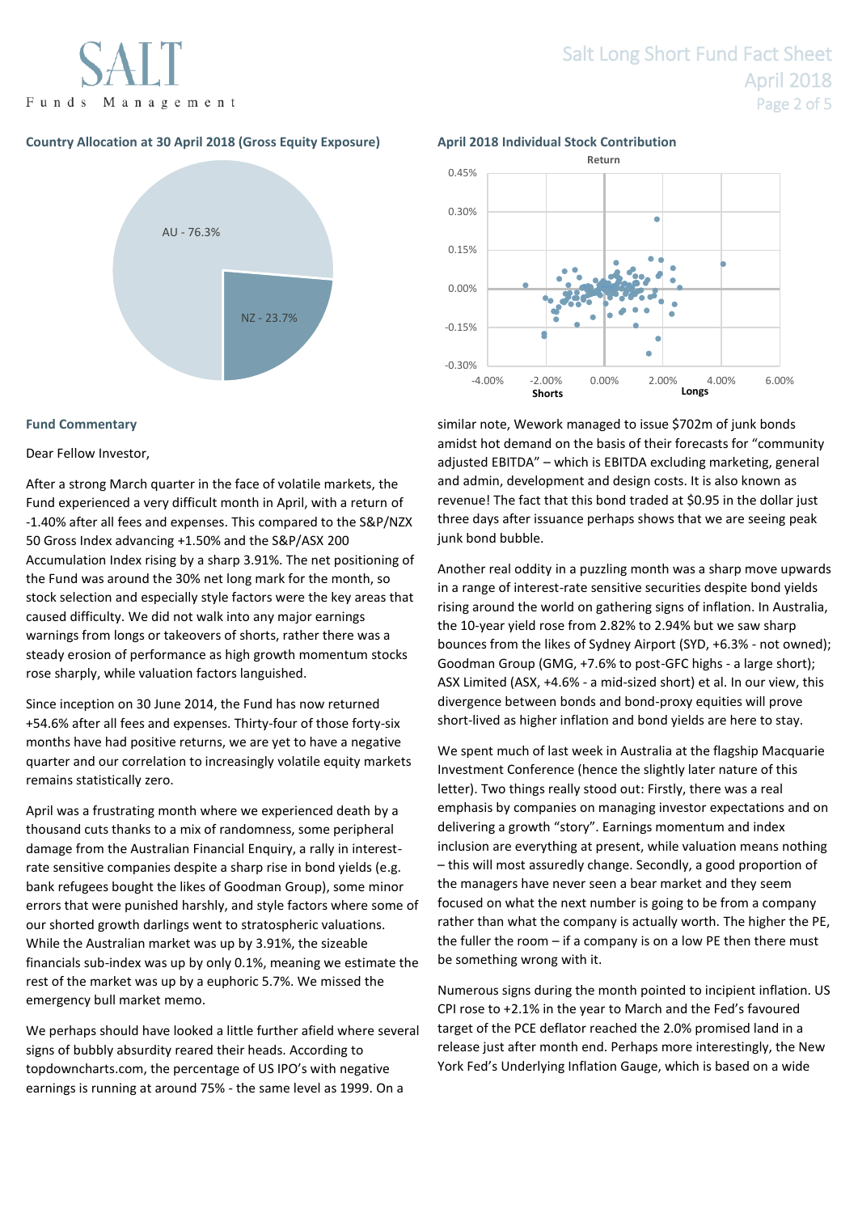### Country Allocation at 30 April 2018 (Gross Equity Exposure)

AU - 76.3%

NZ - 23.7%

### April 2018 Individual Stock Contribution

Return

Shorts | Longs

### Fund Commentary

Dear Fellow Investor,

After a strong March quarter in the face of volatile markets, the Fund experienced a very difficult month in April, with a return of -1.40% after all fees and expenses. This compared to the S&P/NZX 50 Gross Index advancing +1.50% and the S&P/ASX 200 Accumulation Index rising by a sharp 3.91%. The net positioning of the Fund was around the 30% net long mark for the month, so stock selection and especially style factors were the key areas that caused difficulty. We did not walk into any major earnings warnings from longs or takeovers of shorts, rather there was a steady erosion of performance as high growth momentum stocks rose sharply, while valuation factors languished.

Since inception on 30 June 2014, the Fund has now returned +54.6% after all fees and expenses. Thirty-four of those forty-six months have had positive returns, we are yet to have a negative quarter and our correlation to increasingly volatile equity markets remains statistically zero.

April was a frustrating month where we experienced death by a thousand cuts thanks to a mix of randomness, some peripheral damage from the Australian Financial Enquiry, a rally in interest-rate sensitive companies despite a sharp rise in bond yields (e.g. bank refugees bought the likes of Goodman Group), some minor errors that were punished harshly, and style factors where some of our shorted growth darlings went to stratospheric valuations. While the Australian market was up by 3.91%, the sizeable financials sub-index was up by only 0.1%, meaning we estimate the rest of the market was up by a euphoric 5.7%. We missed the emergency bull market memo.

We perhaps should have looked a little further afield where several signs of bubbly absurdity reared their heads. According to topdowncharts.com, the percentage of US IPO's with negative earnings is running at around 75% - the same level as 1999. On a similar note, Wework managed to issue $702m of junk bonds amidst hot demand on the basis of their forecasts for "community adjusted EBITDA" – which is EBITDA excluding marketing, general and admin, development and design costs. It is also known as revenue! The fact that this bond traded at $0.95 in the dollar just three days after issuance perhaps shows that we are seeing peak junk bond bubble.

Another real oddity in a puzzling month was a sharp move upwards in a range of interest-rate sensitive securities despite bond yields rising around the world on gathering signs of inflation. In Australia, the 10-year yield rose from 2.82% to 2.94% but we saw sharp bounces from the likes of Sydney Airport (SYD, +6.3% - not owned); Goodman Group (GMG, +7.6% to post-GFC highs - a large short); ASX Limited (ASX, +4.6% - a mid-sized short) et al. In our view, this divergence between bonds and bond-proxy equities will prove short-lived as higher inflation and bond yields are here to stay.

We spent much of last week in Australia at the flagship Macquarie Investment Conference (hence the slightly later nature of this letter). Two things really stood out: Firstly, there was a real emphasis by companies on managing investor expectations and on delivering a growth "story". Earnings momentum and index inclusion are everything at present, while valuation means nothing – this will most assuredly change. Secondly, a good proportion of the managers have never seen a bear market and they seem focused on what the next number is going to be from a company rather than what the company is actually worth. The higher the PE, the fuller the room – if a company is on a low PE then there must be something wrong with it.

Numerous signs during the month pointed to incipient inflation. US CPI rose to +2.1% in the year to March and the Fed's favoured target of the PCE deflator reached the 2.0% promised land in a release just after month end. Perhaps more interestingly, the New York Fed's Underlying Inflation Gauge, which is based on a wide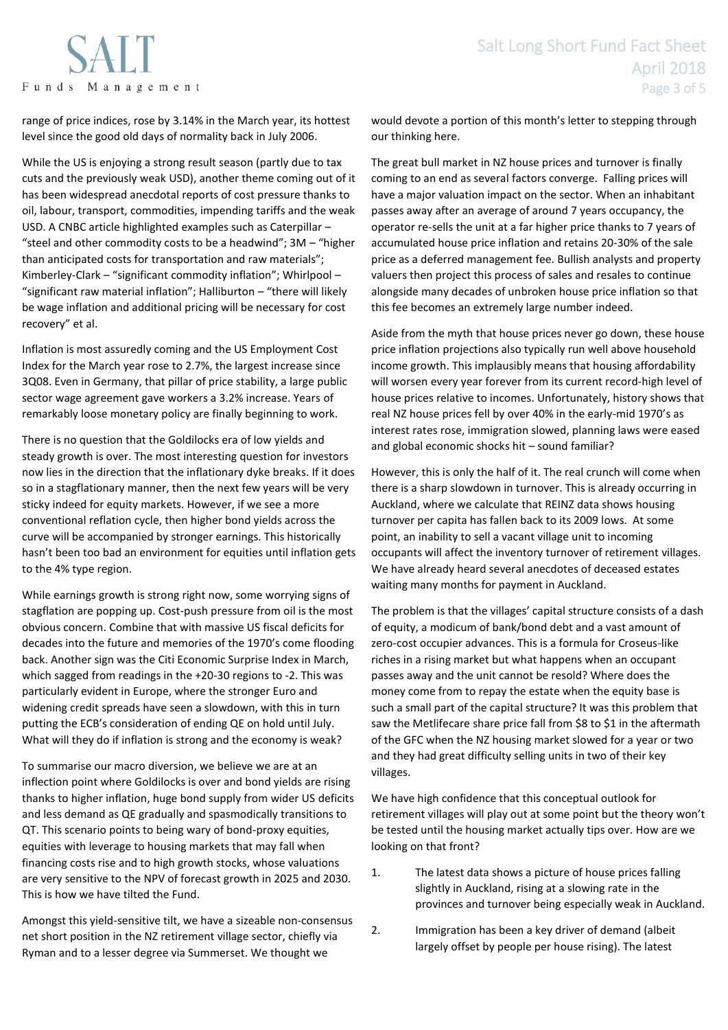range of price indices, rose by 3.14% in the March year, its hottest level since the good old days of normality back in July 2006.

While the US is enjoying a strong result season (partly due to tax cuts and the previously weak USD), another theme coming out of it has been widespread anecdotal reports of cost pressure thanks to oil, labour, transport, commodities, impending tariffs and the weak USD. A CNBC article highlighted examples such as Caterpillar – "steel and other commodity costs to be a headwind"; 3M – "higher than anticipated costs for transportation and raw materials"; Kimberley-Clark – "significant commodity inflation"; Whirlpool – "significant raw material inflation"; Halliburton – "there will likely be wage inflation and additional pricing will be necessary for cost recovery" et al.

Inflation is most assuredly coming and the US Employment Cost Index for the March year rose to 2.7%, the largest increase since 3Q08. Even in Germany, that pillar of price stability, a large public sector wage agreement gave workers a 3.2% increase. Years of remarkably loose monetary policy are finally beginning to work.

There is no question that the Goldilocks era of low yields and steady growth is over. The most interesting question for investors now lies in the direction that the inflationary dyke breaks. If it does so in a stagflationary manner, then the next few years will be very sticky indeed for equity markets. However, if we see a more conventional reflation cycle, then higher bond yields across the curve will be accompanied by stronger earnings. This historically hasn't been too bad an environment for equities until inflation gets to the 4% type region.

While earnings growth is strong right now, some worrying signs of stagflation are popping up. Cost-push pressure from oil is the most obvious concern. Combine that with massive US fiscal deficits for decades into the future and memories of the 1970's come flooding back. Another sign was the Citi Economic Surprise Index in March, which sagged from readings in the +20-30 regions to -2. This was particularly evident in Europe, where the stronger Euro and widening credit spreads have seen a slowdown, with this in turn putting the ECB's consideration of ending QE on hold until July. What will they do if inflation is strong and the economy is weak?

To summarise our macro diversion, we believe we are at an inflection point where Goldilocks is over and bond yields are rising thanks to higher inflation, huge bond supply from wider US deficits and less demand as QE gradually and spasmodically transitions to QT. This scenario points to being wary of bond-proxy equities, equities with leverage to housing markets that may fall when financing costs rise and to high growth stocks, whose valuations are very sensitive to the NPV of forecast growth in 2025 and 2030. This is how we have tilted the Fund.

Amongst this yield-sensitive tilt, we have a sizeable non-consensus net short position in the NZ retirement village sector, chiefly via Ryman and to a lesser degree via Summerset. We thought we would devote a portion of this month's letter to stepping through our thinking here.

The great bull market in NZ house prices and turnover is finally coming to an end as several factors converge. Falling prices will have a major valuation impact on the sector. When an inhabitant passes away after an average of around 7 years occupancy, the operator re-sells the unit at a far higher price thanks to 7 years of accumulated house price inflation and retains 20-30% of the sale price as a deferred management fee. Bullish analysts and property valuers then project this process of sales and resales to continue alongside many decades of unbroken house price inflation so that this fee becomes an extremely large number indeed.

Aside from the myth that house prices never go down, these house price inflation projections also typically run well above household income growth. This implausibly means that housing affordability will worsen every year forever from its current record-high level of house prices relative to incomes. Unfortunately, history shows that real NZ house prices fell by over 40% in the early-mid 1970's as interest rates rose, immigration slowed, planning laws were eased and global economic shocks hit – sound familiar?

However, this is only the half of it. The real crunch will come when there is a sharp slowdown in turnover. This is already occurring in Auckland, where we calculate that REINZ data shows housing turnover per capita has fallen back to its 2009 lows. At some point, an inability to sell a vacant village unit to incoming occupants will affect the inventory turnover of retirement villages. We have already heard several anecdotes of deceased estates waiting many months for payment in Auckland.

The problem is that the villages' capital structure consists of a dash of equity, a modicum of bank/bond debt and a vast amount of zero-cost occupier advances. This is a formula for Croseus-like riches in a rising market but what happens when an occupant passes away and the unit cannot be resold? Where does the money come from to repay the estate when the equity base is such a small part of the capital structure? It was this problem that saw the Metlifecare share price fall from $8 to $1 in the aftermath of the GFC when the NZ housing market slowed for a year or two and they had great difficulty selling units in two of their key villages.

We have high confidence that this conceptual outlook for retirement villages will play out at some point but the theory won't be tested until the housing market actually tips over. How are we looking on that front?

1. The latest data shows a picture of house prices falling slightly in Auckland, rising at a slowing rate in the provinces and turnover being especially weak in Auckland.
2. Immigration has been a key driver of demand (albeit largely offset by people per house rising). The latest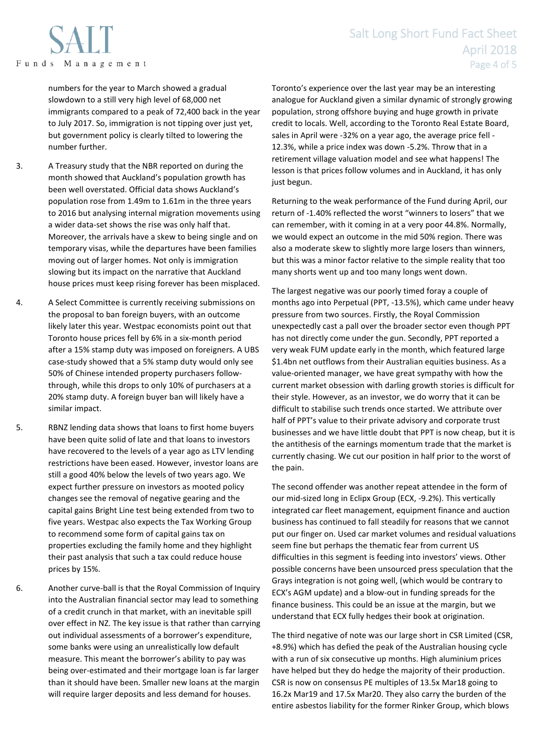numbers for the year to March showed a gradual slowdown to a still very high level of 68,000 net immigrants compared to a peak of 72,400 back in the year to July 2017. So, immigration is not tipping over just yet, but government policy is clearly tilted to lowering the number further.

3. A Treasury study that the NBR reported on during the month showed that Auckland's population growth has been well overstated. Official data shows Auckland's population rose from 1.49m to 1.61m in the three years to 2016 but analysing internal migration movements using a wider data-set shows the rise was only half that. Moreover, the arrivals have a skew to being single and on temporary visas, while the departures have been families moving out of larger homes. Not only is immigration slowing but its impact on the narrative that Auckland house prices must keep rising forever has been misplaced.

4. A Select Committee is currently receiving submissions on the proposal to ban foreign buyers, with an outcome likely later this year. Westpac economists point out that Toronto house prices fell by 6% in a six-month period after a 15% stamp duty was imposed on foreigners. A UBS case-study showed that a 5% stamp duty would only see 50% of Chinese intended property purchasers follow-through, while this drops to only 10% of purchasers at a 20% stamp duty. A foreign buyer ban will likely have a similar impact.

5. RBNZ lending data shows that loans to first home buyers have been quite solid of late and that loans to investors have recovered to the levels of a year ago as LTV lending restrictions have been eased. However, investor loans are still a good 40% below the levels of two years ago. We expect further pressure on investors as mooted policy changes see the removal of negative gearing and the capital gains Bright Line test being extended from two to five years. Westpac also expects the Tax Working Group to recommend some form of capital gains tax on properties excluding the family home and they highlight their past analysis that such a tax could reduce house prices by 15%.

6. Another curve-ball is that the Royal Commission of Inquiry into the Australian financial sector may lead to something of a credit crunch in that market, with an inevitable spill over effect in NZ. The key issue is that rather than carrying out individual assessments of a borrower's expenditure, some banks were using an unrealistically low default measure. This meant the borrower's ability to pay was being over-estimated and their mortgage loan is far larger than it should have been. Smaller new loans at the margin will require larger deposits and less demand for houses.

Toronto's experience over the last year may be an interesting analogue for Auckland given a similar dynamic of strongly growing population, strong offshore buying and huge growth in private credit to locals. Well, according to the Toronto Real Estate Board, sales in April were -32% on a year ago, the average price fell -12.3%, while a price index was down -5.2%. Throw that in a retirement village valuation model and see what happens! The lesson is that prices follow volumes and in Auckland, it has only just begun.

Returning to the weak performance of the Fund during April, our return of -1.40% reflected the worst "winners to losers" that we can remember, with it coming in at a very poor 44.8%. Normally, we would expect an outcome in the mid 50% region. There was also a moderate skew to slightly more large losers than winners, but this was a minor factor relative to the simple reality that too many shorts went up and too many longs went down.

The largest negative was our poorly timed foray a couple of months ago into Perpetual (PPT, -13.5%), which came under heavy pressure from two sources. Firstly, the Royal Commission unexpectedly cast a pall over the broader sector even though PPT has not directly come under the gun. Secondly, PPT reported a very weak FUM update early in the month, which featured large $1.4bn net outflows from their Australian equities business. As a value-oriented manager, we have great sympathy with how the current market obsession with darling growth stories is difficult for their style. However, as an investor, we do worry that it can be difficult to stabilise such trends once started. We attribute over half of PPT's value to their private advisory and corporate trust businesses and we have little doubt that PPT is now cheap, but it is the antithesis of the earnings momentum trade that the market is currently chasing. We cut our position in half prior to the worst of the pain.

The second offender was another repeat attendee in the form of our mid-sized long in Eclipx Group (ECX, -9.2%). This vertically integrated car fleet management, equipment finance and auction business has continued to fall steadily for reasons that we cannot put our finger on. Used car market volumes and residual valuations seem fine but perhaps the thematic fear from current US difficulties in this segment is feeding into investors' views. Other possible concerns have been unsourced press speculation that the Grays integration is not going well, (which would be contrary to ECX's AGM update) and a blow-out in funding spreads for the finance business. This could be an issue at the margin, but we understand that ECX fully hedges their book at origination.

The third negative of note was our large short in CSR Limited (CSR, +8.9%) which has defied the peak of the Australian housing cycle with a run of six consecutive up months. High aluminium prices have helped but they do hedge the majority of their production. CSR is now on consensus PE multiples of 13.5x Mar18 going to 16.2x Mar19 and 17.5x Mar20. They also carry the burden of the entire asbestos liability for the former Rinker Group, which blows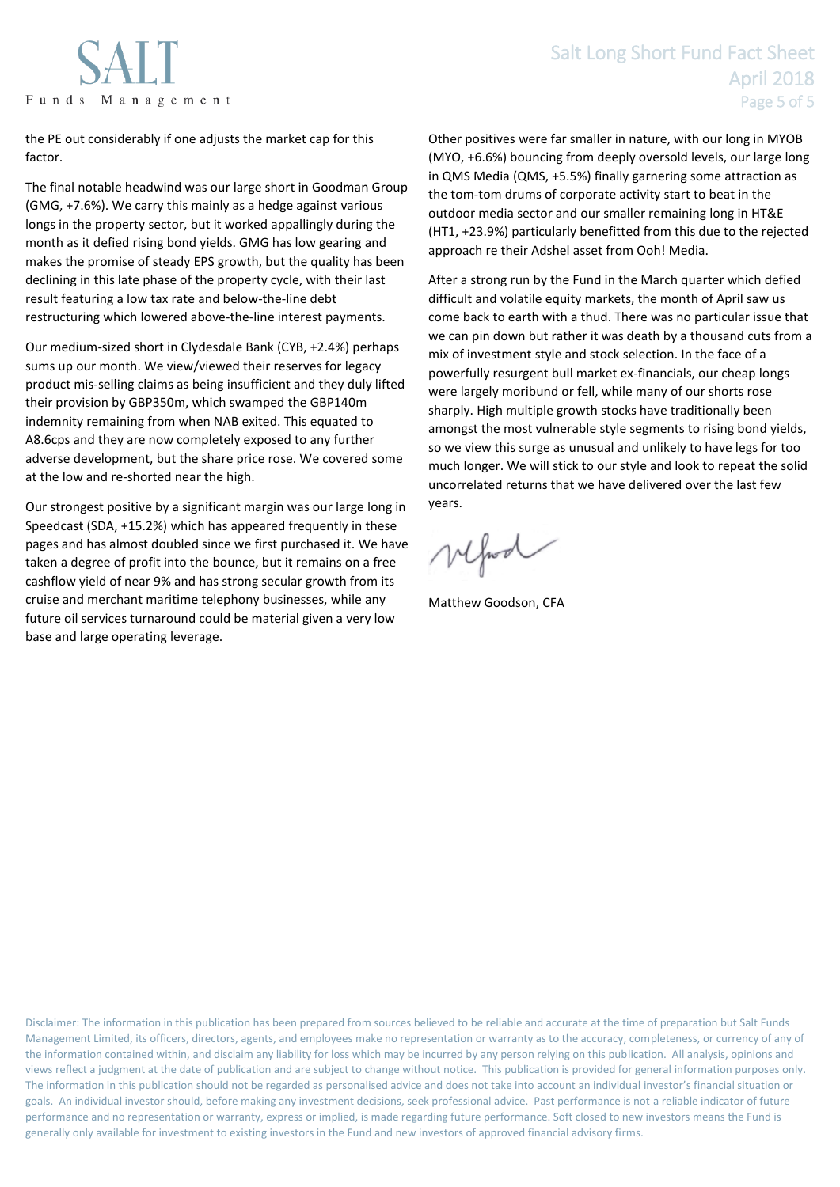the PE out considerably if one adjusts the market cap for this factor.

The final notable headwind was our large short in Goodman Group (GMG, +7.6%). We carry this mainly as a hedge against various longs in the property sector, but it worked appallingly during the month as it defied rising bond yields. GMG has low gearing and makes the promise of steady EPS growth, but the quality has been declining in this late phase of the property cycle, with their last result featuring a low tax rate and below-the-line debt restructuring which lowered above-the-line interest payments.

Our medium-sized short in Clydesdale Bank (CYB, +2.4%) perhaps sums up our month. We view/viewed their reserves for legacy product mis-selling claims as being insufficient and they duly lifted their provision by GBP350m, which swamped the GBP140m indemnity remaining from when NAB exited. This equated to A8.6cps and they are now completely exposed to any further adverse development, but the share price rose. We covered some at the low and re-shorted near the high.

Our strongest positive by a significant margin was our large long in Speedcast (SDA, +15.2%) which has appeared frequently in these pages and has almost doubled since we first purchased it. We have taken a degree of profit into the bounce, but it remains on a free cashflow yield of near 9% and has strong secular growth from its cruise and merchant maritime telephony businesses, while any future oil services turnaround could be material given a very low base and large operating leverage.

Other positives were far smaller in nature, with our long in MYOB (MYO, +6.6%) bouncing from deeply oversold levels, our large long in QMS Media (QMS, +5.5%) finally garnering some attraction as the tom-tom drums of corporate activity start to beat in the outdoor media sector and our smaller remaining long in HT&E (HT1, +23.9%) particularly benefitted from this due to the rejected approach re their Adshel asset from Ooh! Media.

After a strong run by the Fund in the March quarter which defied difficult and volatile equity markets, the month of April saw us come back to earth with a thud. There was no particular issue that we can pin down but rather it was death by a thousand cuts from a mix of investment style and stock selection. In the face of a powerfully resurgent bull market ex-financials, our cheap longs were largely moribund or fell, while many of our shorts rose sharply. High multiple growth stocks have traditionally been amongst the most vulnerable style segments to rising bond yields, so we view this surge as unusual and unlikely to have legs for too much longer. We will stick to our style and look to repeat the solid uncorrelated returns that we have delivered over the last few years.

Matthew Goodson, CFA

Disclaimer: The information in this publication has been prepared from sources believed to be reliable and accurate at the time of preparation but Salt Funds Management Limited, its officers, directors, agents, and employees make no representation or warranty as to the accuracy, completeness, or currency of any of the information contained within, and disclaim any liability for loss which may be incurred by any person relying on this publication. All analysis, opinions and views reflect a judgment at the date of publication and are subject to change without notice. This publication is provided for general information purposes only. The information in this publication should not be regarded as personalised advice and does not take into account an individual investor's financial situation or goals. An individual investor should, before making any investment decisions, seek professional advice. Past performance is not a reliable indicator of future performance and no representation or warranty, express or implied, is made regarding future performance. Soft closed to new investors means the Fund is generally only available for investment to existing investors in the Fund and new investors of approved financial advisory firms.